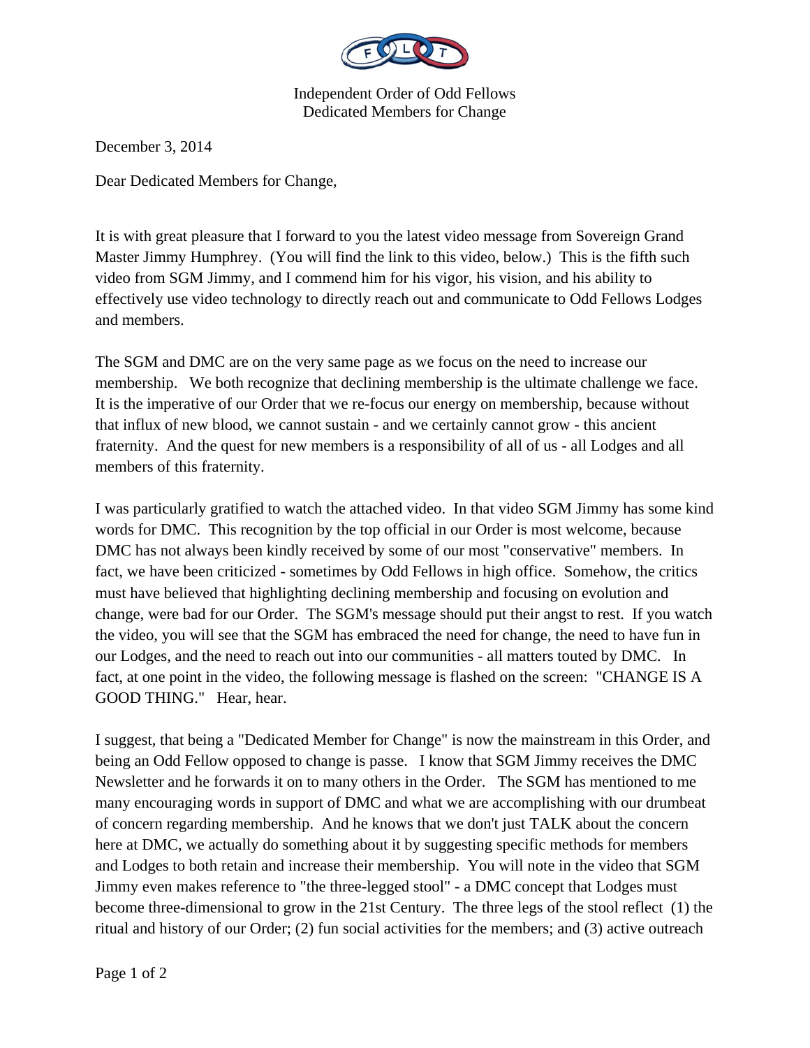Independent Order of Odd Fellows
Dedicated Members for Change

December 3, 2014

Dear Dedicated Members for Change,

It is with great pleasure that I forward to you the latest video message from Sovereign Grand Master Jimmy Humphrey. (You will find the link to this video, below.) This is the fifth such video from SGM Jimmy, and I commend him for his vigor, his vision, and his ability to effectively use video technology to directly reach out and communicate to Odd Fellows Lodges and members.

The SGM and DMC are on the very same page as we focus on the need to increase our membership. We both recognize that declining membership is the ultimate challenge we face. It is the imperative of our Order that we re-focus our energy on membership, because without that influx of new blood, we cannot sustain - and we certainly cannot grow - this ancient fraternity. And the quest for new members is a responsibility of all of us - all Lodges and all members of this fraternity.

I was particularly gratified to watch the attached video. In that video SGM Jimmy has some kind words for DMC. This recognition by the top official in our Order is most welcome, because DMC has not always been kindly received by some of our most "conservative" members. In fact, we have been criticized - sometimes by Odd Fellows in high office. Somehow, the critics must have believed that highlighting declining membership and focusing on evolution and change, were bad for our Order. The SGM's message should put their angst to rest. If you watch the video, you will see that the SGM has embraced the need for change, the need to have fun in our Lodges, and the need to reach out into our communities - all matters touted by DMC. In fact, at one point in the video, the following message is flashed on the screen: "CHANGE IS A GOOD THING." Hear, hear.

I suggest, that being a "Dedicated Member for Change" is now the mainstream in this Order, and being an Odd Fellow opposed to change is passe. I know that SGM Jimmy receives the DMC Newsletter and he forwards it on to many others in the Order. The SGM has mentioned to me many encouraging words in support of DMC and what we are accomplishing with our drumbeat of concern regarding membership. And he knows that we don't just TALK about the concern here at DMC, we actually do something about it by suggesting specific methods for members and Lodges to both retain and increase their membership. You will note in the video that SGM Jimmy even makes reference to "the three-legged stool" - a DMC concept that Lodges must become three-dimensional to grow in the 21st Century. The three legs of the stool reflect (1) the ritual and history of our Order; (2) fun social activities for the members; and (3) active outreach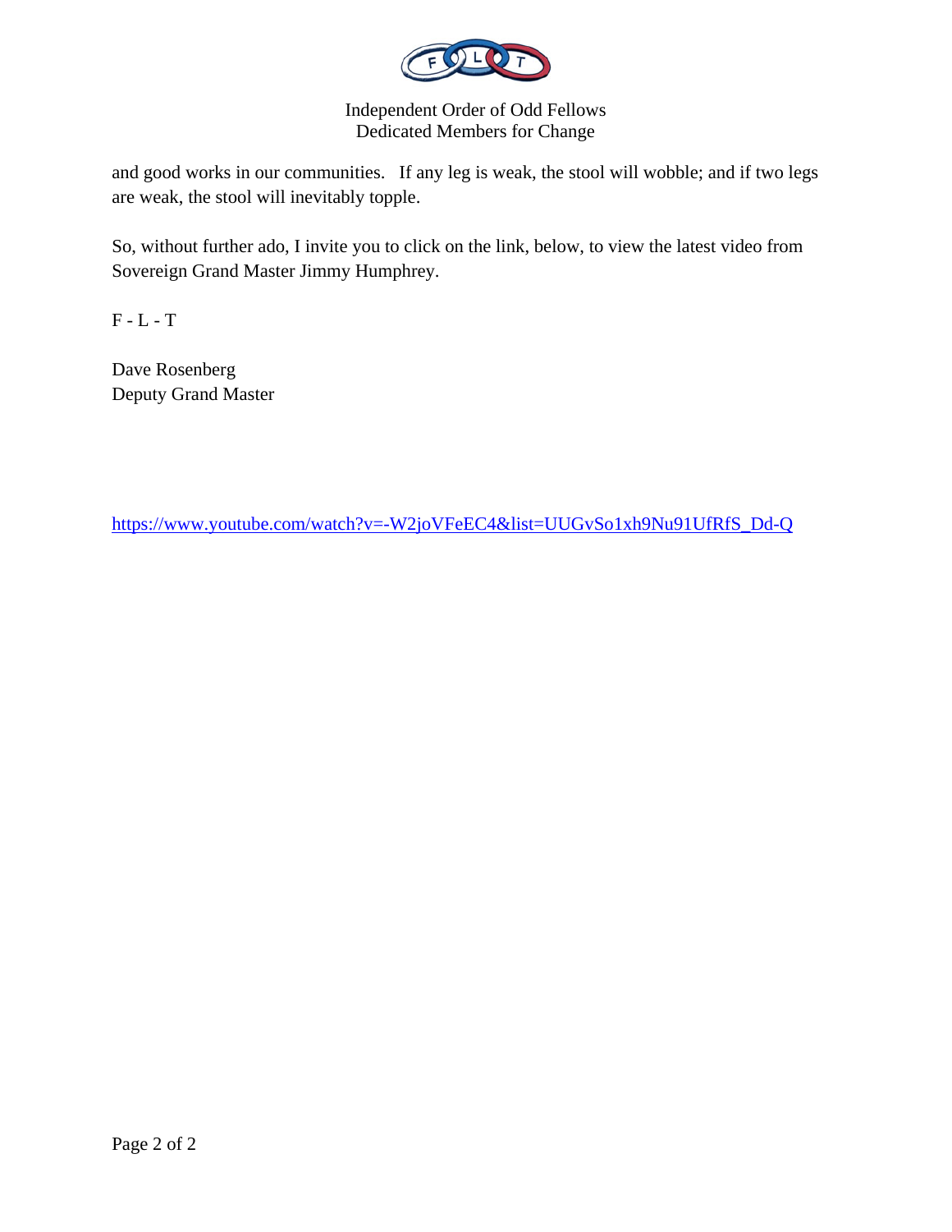and good works in our communities. If any leg is weak, the stool will wobble; and if two legs are weak, the stool will inevitably topple.

So, without further ado, I invite you to click on the link, below, to view the latest video from Sovereign Grand Master Jimmy Humphrey.

F - L - T

Dave Rosenberg
Deputy Grand Master

https://www.youtube.com/watch?v=-W2joVFeEC4&list=UUGvSo1xh9Nu91UfRfS_Dd-Q